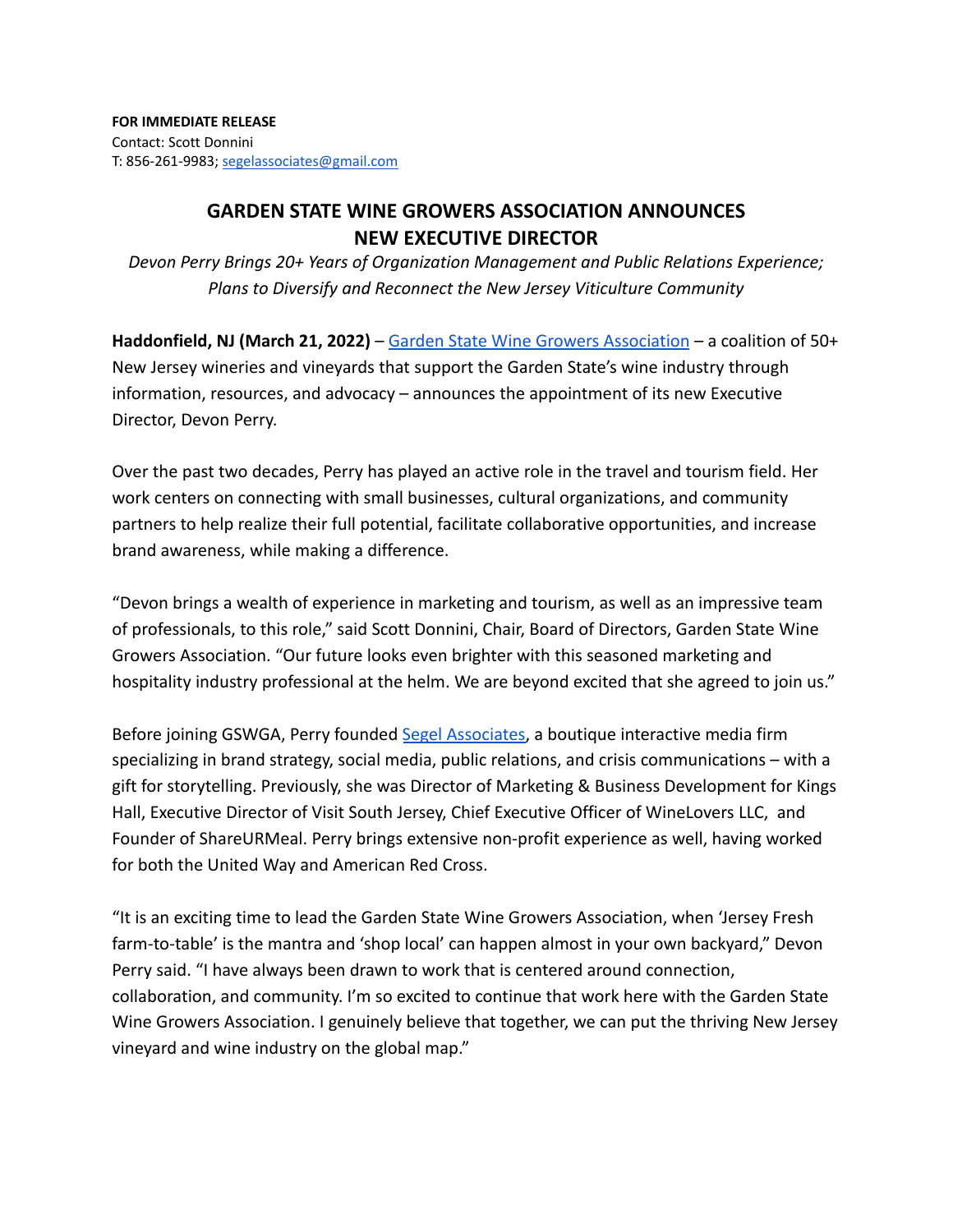**FOR IMMEDIATE RELEASE**
Contact: Scott Donnini
T: 856-261-9983; [segelassociates@gmail.com](mailto:segelassociates@gmail.com)

# GARDEN STATE WINE GROWERS ASSOCIATION ANNOUNCES NEW EXECUTIVE DIRECTOR

*Devon Perry Brings 20+ Years of Organization Management and Public Relations Experience; Plans to Diversify and Reconnect the New Jersey Viticulture Community*

**Haddonfield, NJ (March 21, 2022)** – [Garden State Wine Growers Association](#) – a coalition of 50+ New Jersey wineries and vineyards that support the Garden State's wine industry through information, resources, and advocacy – announces the appointment of its new Executive Director, Devon Perry.

Over the past two decades, Perry has played an active role in the travel and tourism field. Her work centers on connecting with small businesses, cultural organizations, and community partners to help realize their full potential, facilitate collaborative opportunities, and increase brand awareness, while making a difference.

"Devon brings a wealth of experience in marketing and tourism, as well as an impressive team of professionals, to this role," said Scott Donnini, Chair, Board of Directors, Garden State Wine Growers Association. "Our future looks even brighter with this seasoned marketing and hospitality industry professional at the helm. We are beyond excited that she agreed to join us."

Before joining GSWGA, Perry founded [Segel Associates](#), a boutique interactive media firm specializing in brand strategy, social media, public relations, and crisis communications – with a gift for storytelling. Previously, she was Director of Marketing & Business Development for Kings Hall, Executive Director of Visit South Jersey, Chief Executive Officer of WineLovers LLC, and Founder of ShareURMeal. Perry brings extensive non-profit experience as well, having worked for both the United Way and American Red Cross.

"It is an exciting time to lead the Garden State Wine Growers Association, when 'Jersey Fresh farm-to-table' is the mantra and 'shop local' can happen almost in your own backyard," Devon Perry said. "I have always been drawn to work that is centered around connection, collaboration, and community. I'm so excited to continue that work here with the Garden State Wine Growers Association. I genuinely believe that together, we can put the thriving New Jersey vineyard and wine industry on the global map."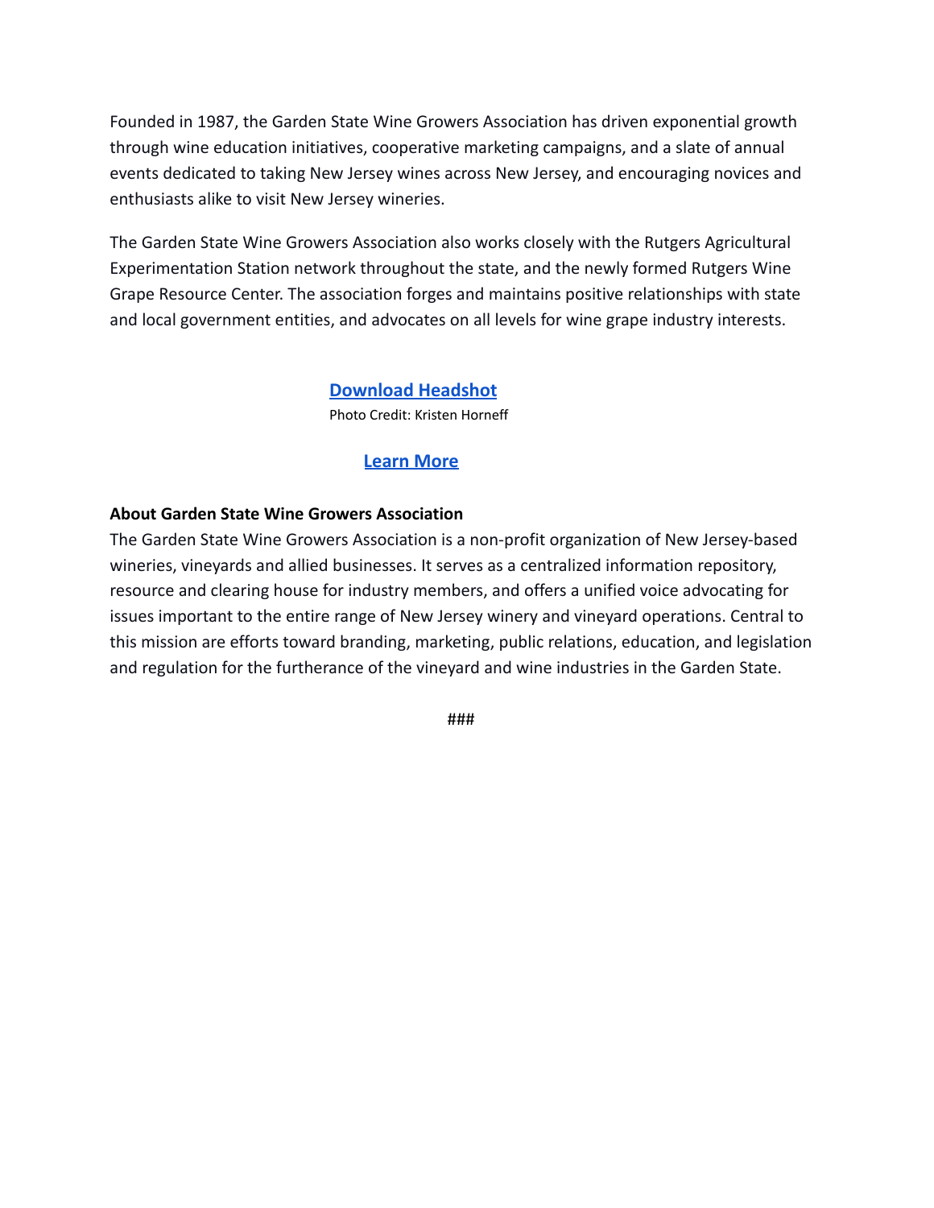Founded in 1987, the Garden State Wine Growers Association has driven exponential growth through wine education initiatives, cooperative marketing campaigns, and a slate of annual events dedicated to taking New Jersey wines across New Jersey, and encouraging novices and enthusiasts alike to visit New Jersey wineries.

The Garden State Wine Growers Association also works closely with the Rutgers Agricultural Experimentation Station network throughout the state, and the newly formed Rutgers Wine Grape Resource Center. The association forges and maintains positive relationships with state and local government entities, and advocates on all levels for wine grape industry interests.

**Download Headshot**

Photo Credit: Kristen Horneff

**Learn More**

**About Garden State Wine Growers Association**

The Garden State Wine Growers Association is a non-profit organization of New Jersey-based wineries, vineyards and allied businesses. It serves as a centralized information repository, resource and clearing house for industry members, and offers a unified voice advocating for issues important to the entire range of New Jersey winery and vineyard operations. Central to this mission are efforts toward branding, marketing, public relations, education, and legislation and regulation for the furtherance of the vineyard and wine industries in the Garden State.

###